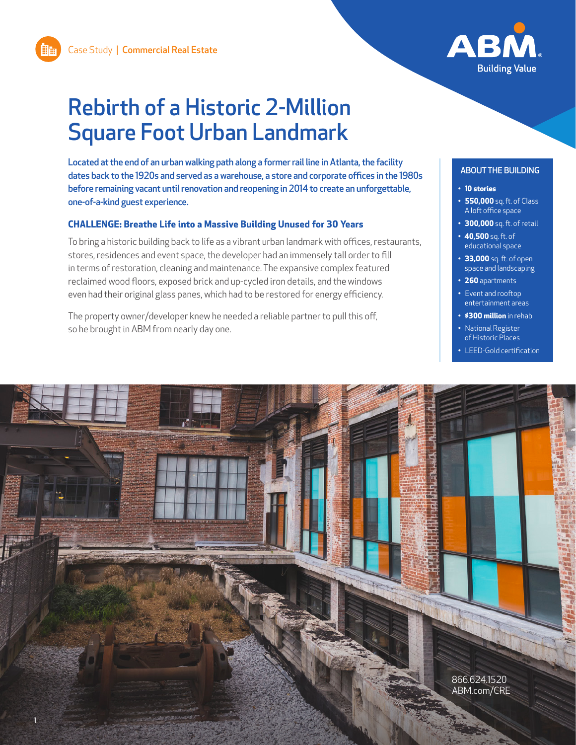Case Study | **Commercial Real Estate**

ABM Building Value

# Rebirth of a Historic 2-Million Square Foot Urban Landmark

**Located at the end of an urban walking path along a former rail line in Atlanta, the facility dates back to the 1920s and served as a warehouse, a store and corporate offices in the 1980s before remaining vacant until renovation and reopening in 2014 to create an unforgettable, one-of-a-kind guest experience.**

### CHALLENGE: Breathe Life into a Massive Building Unused for 30 Years

To bring a historic building back to life as a vibrant urban landmark with offices, restaurants, stores, residences and event space, the developer had an immensely tall order to fill in terms of restoration, cleaning and maintenance. The expansive complex featured reclaimed wood floors, exposed brick and up-cycled iron details, and the windows even had their original glass panes, which had to be restored for energy efficiency.

The property owner/developer knew he needed a reliable partner to pull this off, so he brought in ABM from nearly day one.

### ABOUT THE BUILDING

- **10 stories**
- **550,000** sq. ft. of Class A loft office space
- **300,000** sq. ft. of retail
- **40,500** sq. ft. of educational space
- **33,000** sq. ft. of open space and landscaping
- **260** apartments
- Event and rooftop entertainment areas
- **$300 million** in rehab
- National Register of Historic Places
- LEED-Gold certification

866.624.1520
ABM.com/CRE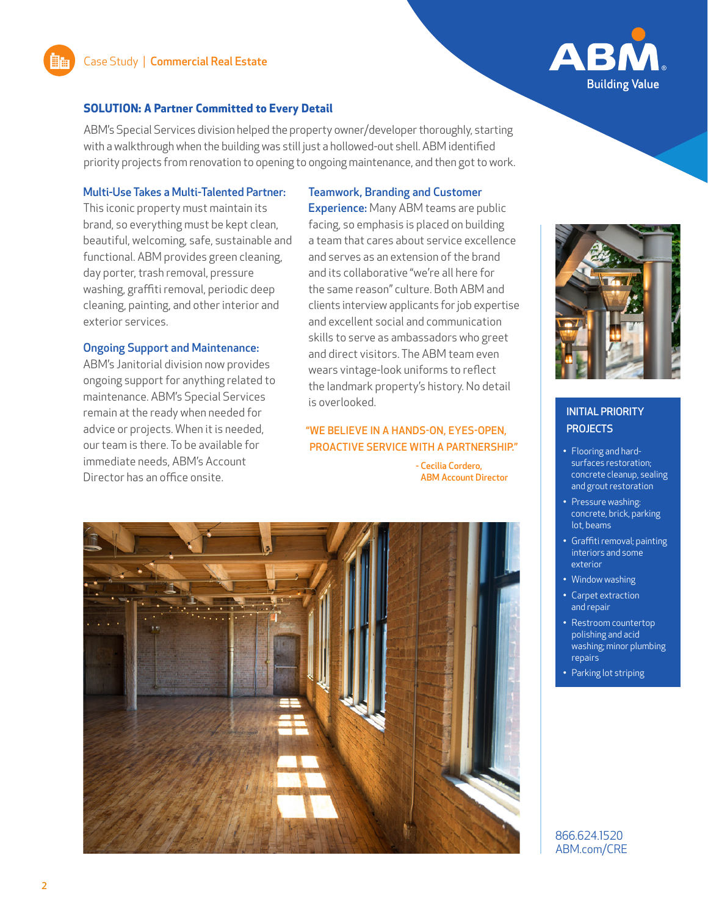Case Study | **Commercial Real Estate**

## SOLUTION: A Partner Committed to Every Detail

ABM's Special Services division helped the property owner/developer thoroughly, starting with a walkthrough when the building was still just a hollowed-out shell. ABM identified priority projects from renovation to opening to ongoing maintenance, and then got to work.

**Multi-Use Takes a Multi-Talented Partner:** This iconic property must maintain its brand, so everything must be kept clean, beautiful, welcoming, safe, sustainable and functional. ABM provides green cleaning, day porter, trash removal, pressure washing, graffiti removal, periodic deep cleaning, painting, and other interior and exterior services.

**Ongoing Support and Maintenance:** ABM's Janitorial division now provides ongoing support for anything related to maintenance. ABM's Special Services remain at the ready when needed for advice or projects. When it is needed, our team is there. To be available for immediate needs, ABM's Account Director has an office onsite.

**Teamwork, Branding and Customer Experience:** Many ABM teams are public facing, so emphasis is placed on building a team that cares about service excellence and serves as an extension of the brand and its collaborative "we're all here for the same reason" culture. Both ABM and clients interview applicants for job expertise and excellent social and communication skills to serve as ambassadors who greet and direct visitors. The ABM team even wears vintage-look uniforms to reflect the landmark property's history. No detail is overlooked.

> **"WE BELIEVE IN A HANDS-ON, EYES-OPEN, PROACTIVE SERVICE WITH A PARTNERSHIP."**
>
> \- Cecilia Cordero, ABM Account Director

### INITIAL PRIORITY PROJECTS

- Flooring and hard-surfaces restoration; concrete cleanup, sealing and grout restoration
- Pressure washing: concrete, brick, parking lot, beams
- Graffiti removal; painting interiors and some exterior
- Window washing
- Carpet extraction and repair
- Restroom countertop polishing and acid washing; minor plumbing repairs
- Parking lot striping

866.624.1520
ABM.com/CRE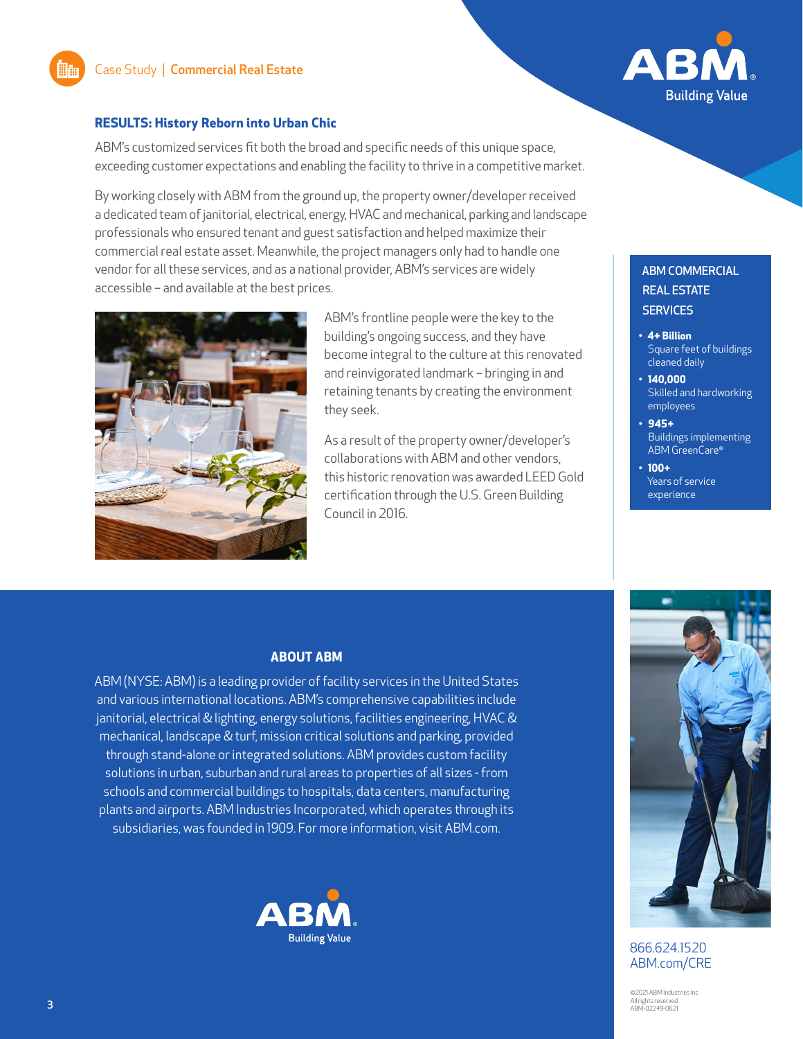Case Study | **Commercial Real Estate**

## RESULTS: History Reborn into Urban Chic

ABM's customized services fit both the broad and specific needs of this unique space, exceeding customer expectations and enabling the facility to thrive in a competitive market.

By working closely with ABM from the ground up, the property owner/developer received a dedicated team of janitorial, electrical, energy, HVAC and mechanical, parking and landscape professionals who ensured tenant and guest satisfaction and helped maximize their commercial real estate asset. Meanwhile, the project managers only had to handle one vendor for all these services, and as a national provider, ABM's services are widely accessible – and available at the best prices.

ABM's frontline people were the key to the building's ongoing success, and they have become integral to the culture at this renovated and reinvigorated landmark – bringing in and retaining tenants by creating the environment they seek.

As a result of the property owner/developer's collaborations with ABM and other vendors, this historic renovation was awarded LEED Gold certification through the U.S. Green Building Council in 2016.

### ABM COMMERCIAL REAL ESTATE SERVICES

- **4+ Billion** Square feet of buildings cleaned daily
- **140,000** Skilled and hardworking employees
- **945+** Buildings implementing ABM GreenCare®
- **100+** Years of service experience

## ABOUT ABM

ABM (NYSE: ABM) is a leading provider of facility services in the United States and various international locations. ABM's comprehensive capabilities include janitorial, electrical & lighting, energy solutions, facilities engineering, HVAC & mechanical, landscape & turf, mission critical solutions and parking, provided through stand-alone or integrated solutions. ABM provides custom facility solutions in urban, suburban and rural areas to properties of all sizes - from schools and commercial buildings to hospitals, data centers, manufacturing plants and airports. ABM Industries Incorporated, which operates through its subsidiaries, was founded in 1909. For more information, visit ABM.com.

ABM® Building Value

866.624.1520
ABM.com/CRE

©2021 ABM Industries Inc.
All rights reserved.
ABM-02249-0621